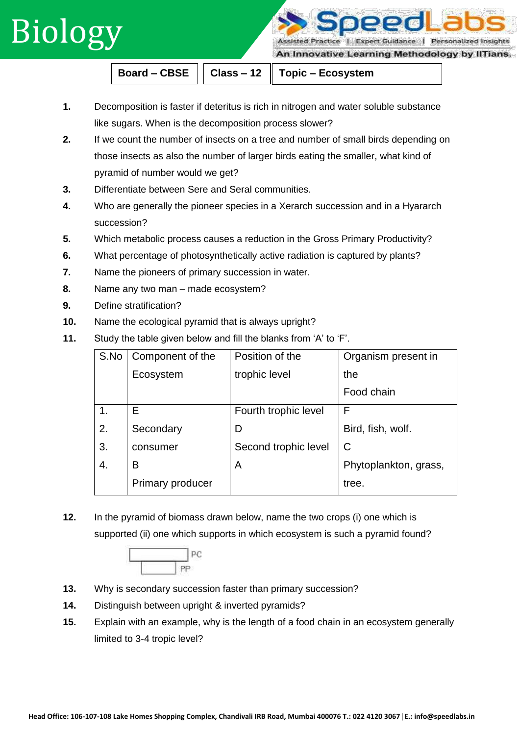# Biology

**Board – CBSE** | **Class – 12** | **Topic – Ecosystem**

1. Decomposition is faster if deteritus is rich in nitrogen and water soluble substance like sugars. When is the decomposition process slower?
2. If we count the number of insects on a tree and number of small birds depending on those insects as also the number of larger birds eating the smaller, what kind of pyramid of number would we get?
3. Differentiate between Sere and Seral communities.
4. Who are generally the pioneer species in a Xerarch succession and in a Hyararch succession?
5. Which metabolic process causes a reduction in the Gross Primary Productivity?
6. What percentage of photosynthetically active radiation is captured by plants?
7. Name the pioneers of primary succession in water.
8. Name any two man – made ecosystem?
9. Define stratification?
10. Name the ecological pyramid that is always upright?
11. Study the table given below and fill the blanks from 'A' to 'F'.

| S.No | Component of the Ecosystem | Position of the trophic level | Organism present in the Food chain |
|---|---|---|---|
| 1. | E | Fourth trophic level | F |
| 2. | Secondary consumer | D | Bird, fish, wolf. |
| 3. | B | Second trophic level | C |
| 4. | Primary producer | A | Phytoplankton, grass, tree. |

12. In the pyramid of biomass drawn below, name the two crops (i) one which is supported (ii) one which supports in which ecosystem is such a pyramid found?

    PC
    PP

13. Why is secondary succession faster than primary succession?
14. Distinguish between upright & inverted pyramids?
15. Explain with an example, why is the length of a food chain in an ecosystem generally limited to 3-4 tropic level?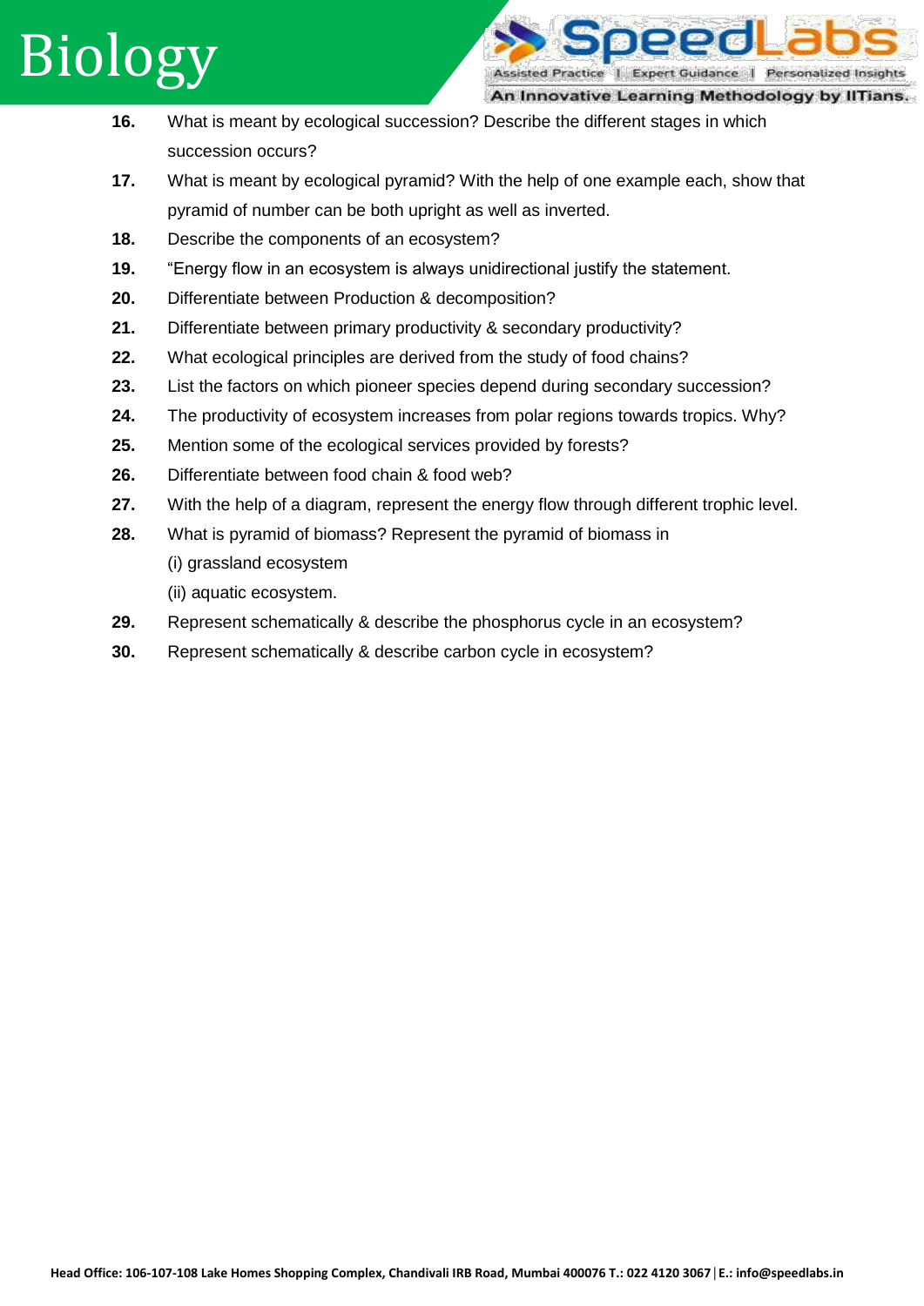16. What is meant by ecological succession? Describe the different stages in which succession occurs?
17. What is meant by ecological pyramid? With the help of one example each, show that pyramid of number can be both upright as well as inverted.
18. Describe the components of an ecosystem?
19. “Energy flow in an ecosystem is always unidirectional justify the statement.
20. Differentiate between Production & decomposition?
21. Differentiate between primary productivity & secondary productivity?
22. What ecological principles are derived from the study of food chains?
23. List the factors on which pioneer species depend during secondary succession?
24. The productivity of ecosystem increases from polar regions towards tropics. Why?
25. Mention some of the ecological services provided by forests?
26. Differentiate between food chain & food web?
27. With the help of a diagram, represent the energy flow through different trophic level.
28. What is pyramid of biomass? Represent the pyramid of biomass in

    (i) grassland ecosystem

    (ii) aquatic ecosystem.
29. Represent schematically & describe the phosphorus cycle in an ecosystem?
30. Represent schematically & describe carbon cycle in ecosystem?